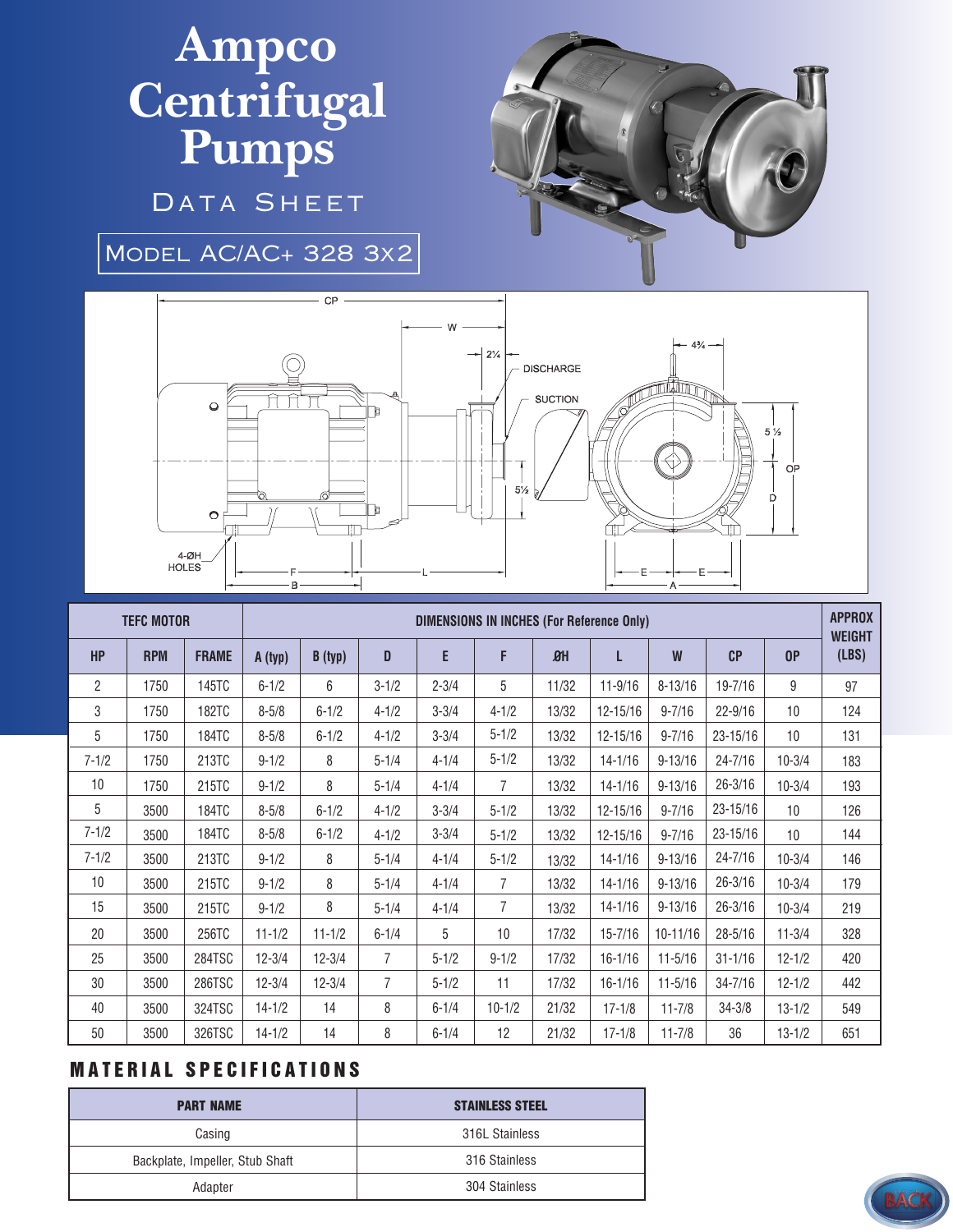# Ampco Centrifugal Pumps

## Data Sheet

### Model AC/AC+ 328 3x2

| TEFC MOTOR | | | DIMENSIONS IN INCHES (For Reference Only) | | | | | | | | | | APPROX WEIGHT (LBS) |
|---|---|---|---|---|---|---|---|---|---|---|---|---|---|
| HP | RPM | FRAME | A (typ) | B (typ) | D | E | F | ØH | L | W | CP | OP | |
| 2 | 1750 | 145TC | 6-1/2 | 6 | 3-1/2 | 2-3/4 | 5 | 11/32 | 11-9/16 | 8-13/16 | 19-7/16 | 9 | 97 |
| 3 | 1750 | 182TC | 8-5/8 | 6-1/2 | 4-1/2 | 3-3/4 | 4-1/2 | 13/32 | 12-15/16 | 9-7/16 | 22-9/16 | 10 | 124 |
| 5 | 1750 | 184TC | 8-5/8 | 6-1/2 | 4-1/2 | 3-3/4 | 5-1/2 | 13/32 | 12-15/16 | 9-7/16 | 23-15/16 | 10 | 131 |
| 7-1/2 | 1750 | 213TC | 9-1/2 | 8 | 5-1/4 | 4-1/4 | 5-1/2 | 13/32 | 14-1/16 | 9-13/16 | 24-7/16 | 10-3/4 | 183 |
| 10 | 1750 | 215TC | 9-1/2 | 8 | 5-1/4 | 4-1/4 | 7 | 13/32 | 14-1/16 | 9-13/16 | 26-3/16 | 10-3/4 | 193 |
| 5 | 3500 | 184TC | 8-5/8 | 6-1/2 | 4-1/2 | 3-3/4 | 5-1/2 | 13/32 | 12-15/16 | 9-7/16 | 23-15/16 | 10 | 126 |
| 7-1/2 | 3500 | 184TC | 8-5/8 | 6-1/2 | 4-1/2 | 3-3/4 | 5-1/2 | 13/32 | 12-15/16 | 9-7/16 | 23-15/16 | 10 | 144 |
| 7-1/2 | 3500 | 213TC | 9-1/2 | 8 | 5-1/4 | 4-1/4 | 5-1/2 | 13/32 | 14-1/16 | 9-13/16 | 24-7/16 | 10-3/4 | 146 |
| 10 | 3500 | 215TC | 9-1/2 | 8 | 5-1/4 | 4-1/4 | 7 | 13/32 | 14-1/16 | 9-13/16 | 26-3/16 | 10-3/4 | 179 |
| 15 | 3500 | 215TC | 9-1/2 | 8 | 5-1/4 | 4-1/4 | 7 | 13/32 | 14-1/16 | 9-13/16 | 26-3/16 | 10-3/4 | 219 |
| 20 | 3500 | 256TC | 11-1/2 | 11-1/2 | 6-1/4 | 5 | 10 | 17/32 | 15-7/16 | 10-11/16 | 28-5/16 | 11-3/4 | 328 |
| 25 | 3500 | 284TSC | 12-3/4 | 12-3/4 | 7 | 5-1/2 | 9-1/2 | 17/32 | 16-1/16 | 11-5/16 | 31-1/16 | 12-1/2 | 420 |
| 30 | 3500 | 286TSC | 12-3/4 | 12-3/4 | 7 | 5-1/2 | 11 | 17/32 | 16-1/16 | 11-5/16 | 34-7/16 | 12-1/2 | 442 |
| 40 | 3500 | 324TSC | 14-1/2 | 14 | 8 | 6-1/4 | 10-1/2 | 21/32 | 17-1/8 | 11-7/8 | 34-3/8 | 13-1/2 | 549 |
| 50 | 3500 | 326TSC | 14-1/2 | 14 | 8 | 6-1/4 | 12 | 21/32 | 17-1/8 | 11-7/8 | 36 | 13-1/2 | 651 |

## MATERIAL SPECIFICATIONS

| PART NAME | STAINLESS STEEL |
|---|---|
| Casing | 316L Stainless |
| Backplate, Impeller, Stub Shaft | 316 Stainless |
| Adapter | 304 Stainless |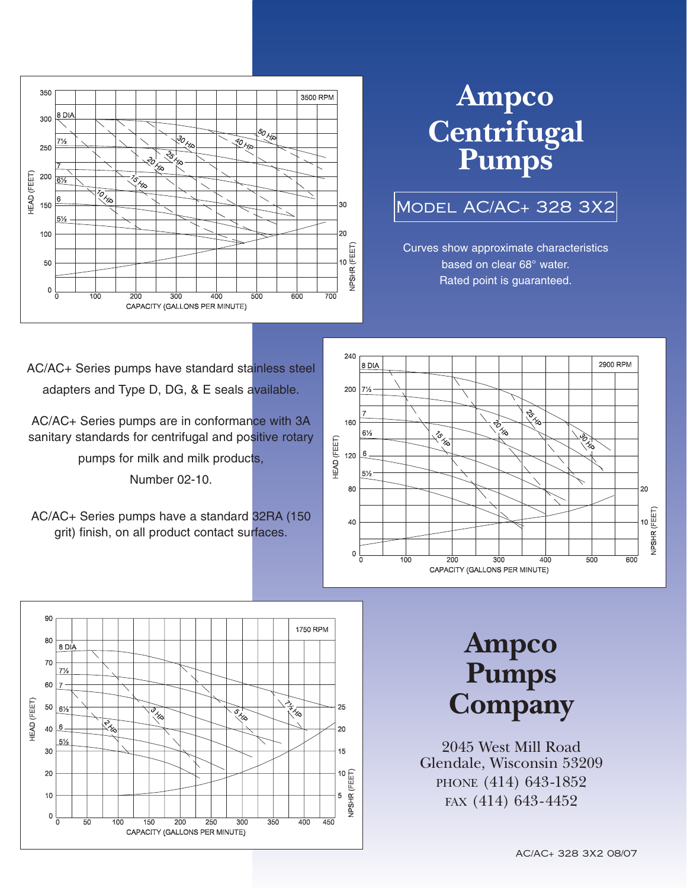# Ampco Centrifugal Pumps

## Model AC/AC+ 328 3X2

Curves show approximate characteristics based on clear 68° water. Rated point is guaranteed.

3500 RPM
HEAD (FEET)
CAPACITY (GALLONS PER MINUTE)
NPSHR (FEET)
8 DIA
7½
7
6½
6
5½
10 HP
15 HP
20 HP
25 HP
30 HP
40 HP
50 HP
0 50 100 150 200 250 300 350
0 100 200 300 400 500 600 700
10 20 30

AC/AC+ Series pumps have standard stainless steel adapters and Type D, DG, & E seals available.

AC/AC+ Series pumps are in conformance with 3A sanitary standards for centrifugal and positive rotary pumps for milk and milk products, Number 02-10.

AC/AC+ Series pumps have a standard 32RA (150 grit) finish, on all product contact surfaces.

2900 RPM
HEAD (FEET)
CAPACITY (GALLONS PER MINUTE)
NPSHR (FEET)
8 DIA
7½
7
6½
6
5½
15 HP
20 HP
25 HP
30 HP
0 40 80 120 160 200 240
0 100 200 300 400 500 600
10 20

1750 RPM
HEAD (FEET)
CAPACITY (GALLONS PER MINUTE)
NPSHR (FEET)
8 DIA
7½
7
6½
6
5½
2 HP
3 HP
5 HP
7½ HP
0 10 20 30 40 50 60 70 80 90
0 50 100 150 200 250 300 350 400 450
5 10 15 20 25

# Ampco Pumps Company

2045 West Mill Road
Glendale, Wisconsin 53209
PHONE (414) 643-1852
FAX (414) 643-4452

AC/AC+ 328 3X2 08/07